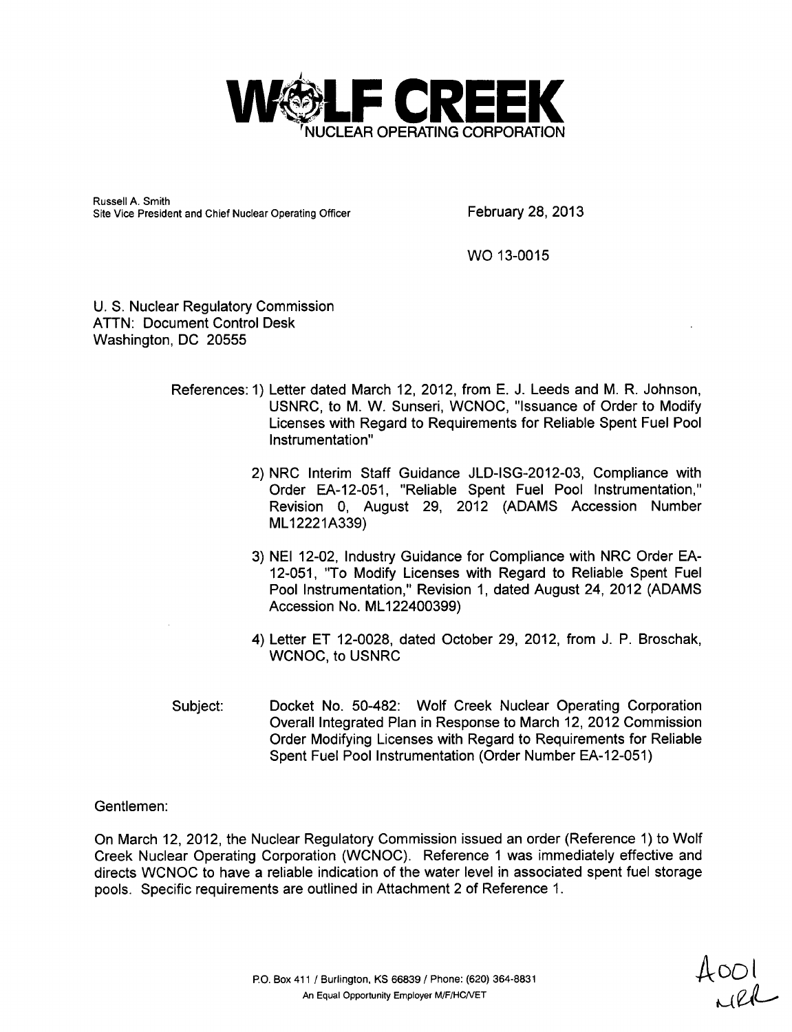# WOLF CREEK
NUCLEAR OPERATING CORPORATION

Russell A. Smith
Site Vice President and Chief Nuclear Operating Officer

February 28, 2013

WO 13-0015

U. S. Nuclear Regulatory Commission
ATTN: Document Control Desk
Washington, DC 20555

References:

1) Letter dated March 12, 2012, from E. J. Leeds and M. R. Johnson, USNRC, to M. W. Sunseri, WCNOC, "Issuance of Order to Modify Licenses with Regard to Requirements for Reliable Spent Fuel Pool Instrumentation"
2) NRC Interim Staff Guidance JLD-ISG-2012-03, Compliance with Order EA-12-051, "Reliable Spent Fuel Pool Instrumentation," Revision 0, August 29, 2012 (ADAMS Accession Number ML12221A339)
3) NEI 12-02, Industry Guidance for Compliance with NRC Order EA-12-051, "To Modify Licenses with Regard to Reliable Spent Fuel Pool Instrumentation," Revision 1, dated August 24, 2012 (ADAMS Accession No. ML122400399)
4) Letter ET 12-0028, dated October 29, 2012, from J. P. Broschak, WCNOC, to USNRC

Subject: Docket No. 50-482: Wolf Creek Nuclear Operating Corporation Overall Integrated Plan in Response to March 12, 2012 Commission Order Modifying Licenses with Regard to Requirements for Reliable Spent Fuel Pool Instrumentation (Order Number EA-12-051)

Gentlemen:

On March 12, 2012, the Nuclear Regulatory Commission issued an order (Reference 1) to Wolf Creek Nuclear Operating Corporation (WCNOC). Reference 1 was immediately effective and directs WCNOC to have a reliable indication of the water level in associated spent fuel storage pools. Specific requirements are outlined in Attachment 2 of Reference 1.

P.O. Box 411 / Burlington, KS 66839 / Phone: (620) 364-8831
An Equal Opportunity Employer M/F/HC/VET

A001
NRR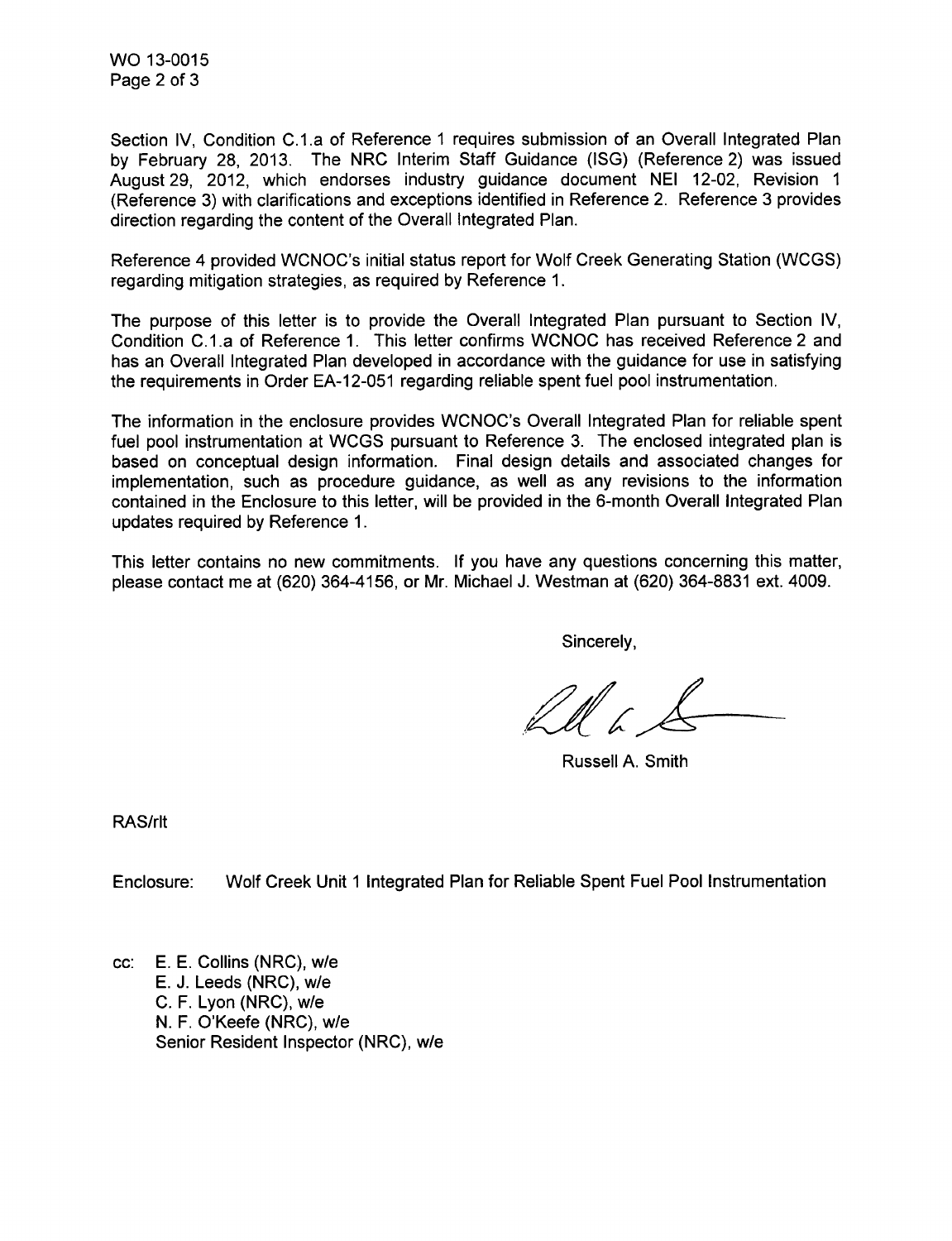Section IV, Condition C.1.a of Reference 1 requires submission of an Overall Integrated Plan by February 28, 2013. The NRC Interim Staff Guidance (ISG) (Reference 2) was issued August 29, 2012, which endorses industry guidance document NEI 12-02, Revision 1 (Reference 3) with clarifications and exceptions identified in Reference 2. Reference 3 provides direction regarding the content of the Overall Integrated Plan.

Reference 4 provided WCNOC's initial status report for Wolf Creek Generating Station (WCGS) regarding mitigation strategies, as required by Reference 1.

The purpose of this letter is to provide the Overall Integrated Plan pursuant to Section IV, Condition C.1.a of Reference 1. This letter confirms WCNOC has received Reference 2 and has an Overall Integrated Plan developed in accordance with the guidance for use in satisfying the requirements in Order EA-12-051 regarding reliable spent fuel pool instrumentation.

The information in the enclosure provides WCNOC's Overall Integrated Plan for reliable spent fuel pool instrumentation at WCGS pursuant to Reference 3. The enclosed integrated plan is based on conceptual design information. Final design details and associated changes for implementation, such as procedure guidance, as well as any revisions to the information contained in the Enclosure to this letter, will be provided in the 6-month Overall Integrated Plan updates required by Reference 1.

This letter contains no new commitments. If you have any questions concerning this matter, please contact me at (620) 364-4156, or Mr. Michael J. Westman at (620) 364-8831 ext. 4009.

Sincerely,

Russell A. Smith

RAS/rlt

Enclosure: Wolf Creek Unit 1 Integrated Plan for Reliable Spent Fuel Pool Instrumentation

cc: E. E. Collins (NRC), w/e
E. J. Leeds (NRC), w/e
C. F. Lyon (NRC), w/e
N. F. O'Keefe (NRC), w/e
Senior Resident Inspector (NRC), w/e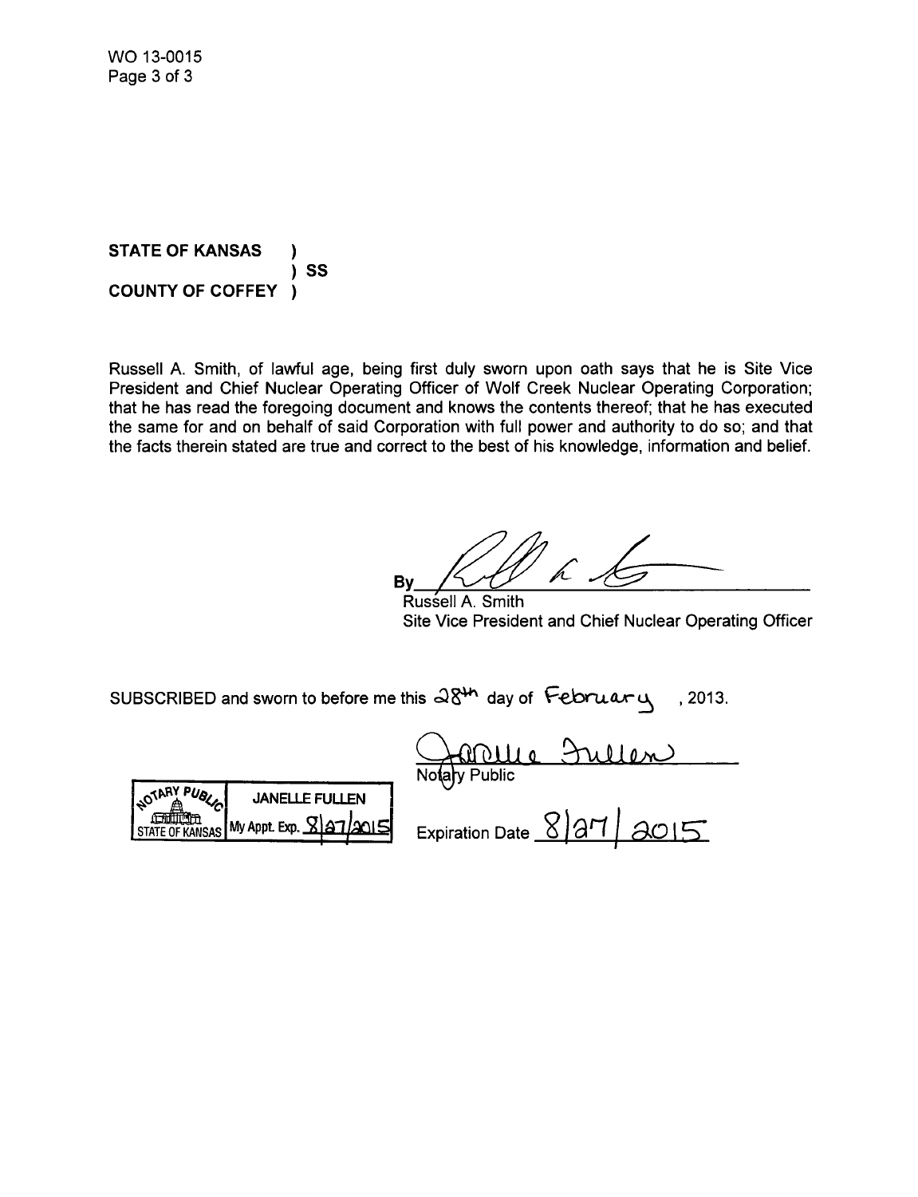WO 13-0015

STATE OF KANSAS )
) SS
COUNTY OF COFFEY )

Russell A. Smith, of lawful age, being first duly sworn upon oath says that he is Site Vice President and Chief Nuclear Operating Officer of Wolf Creek Nuclear Operating Corporation; that he has read the foregoing document and knows the contents thereof; that he has executed the same for and on behalf of said Corporation with full power and authority to do so; and that the facts therein stated are true and correct to the best of his knowledge, information and belief.

By_______________________
Russell A. Smith
Site Vice President and Chief Nuclear Operating Officer

SUBSCRIBED and sworn to before me this 28th day of February, 2013.

_______________________
Notary Public

NOTARY PUBLIC STATE OF KANSAS | JANELLE FULLEN My Appt. Exp. 8/27/2015

Expiration Date 8/27/2015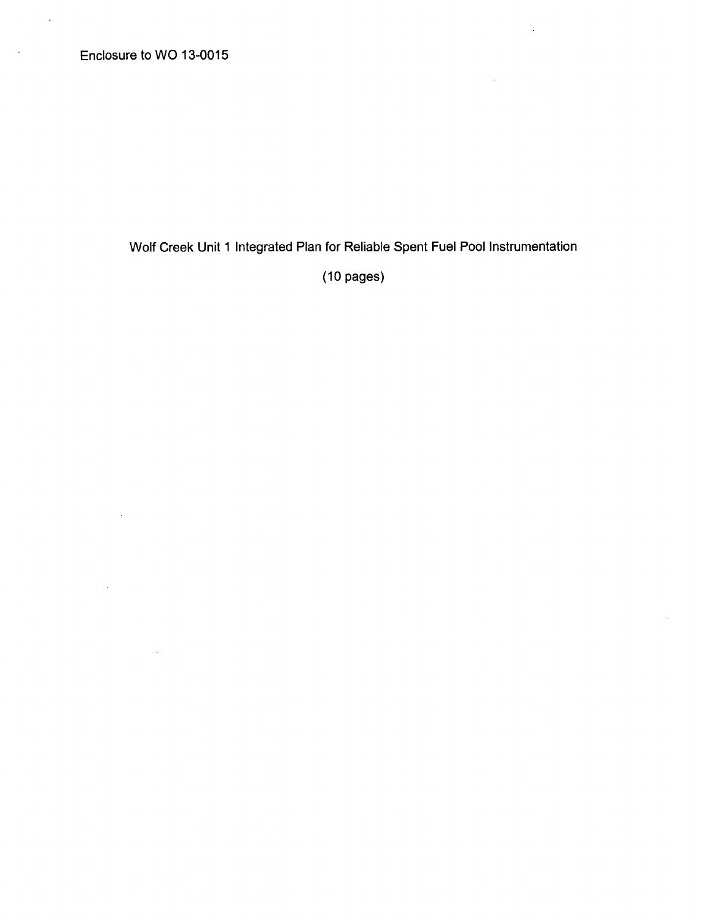Enclosure to WO 13-0015

Wolf Creek Unit 1 Integrated Plan for Reliable Spent Fuel Pool Instrumentation

(10 pages)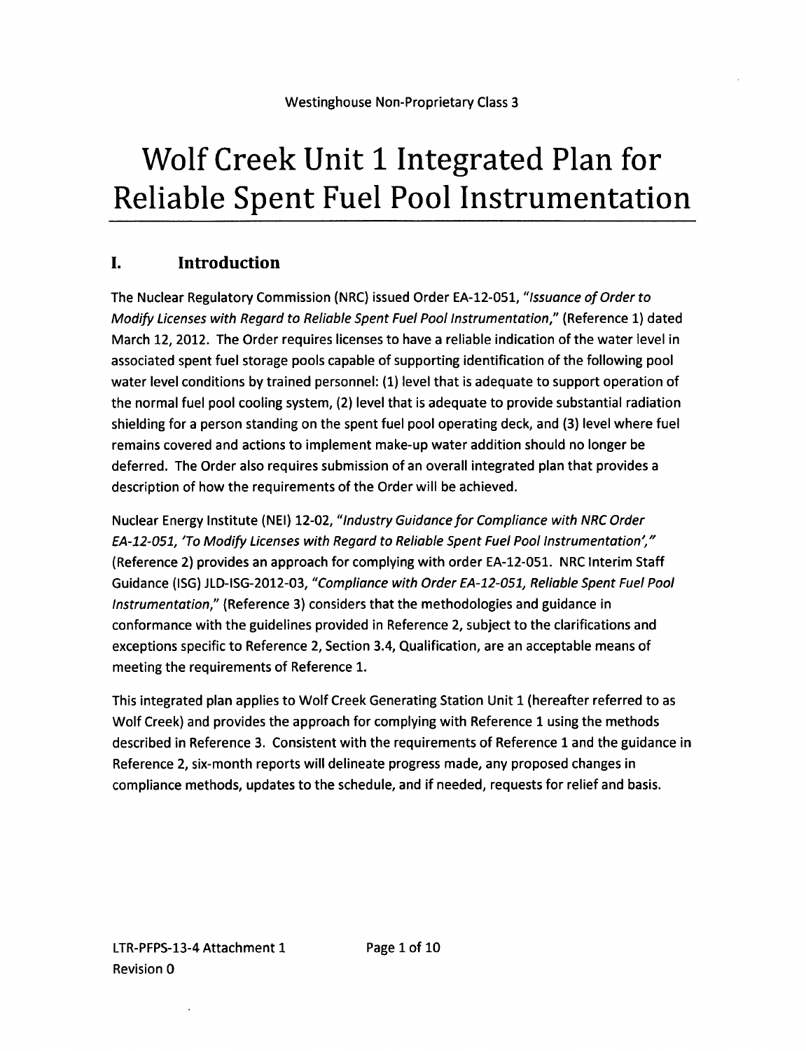Westinghouse Non-Proprietary Class 3

# Wolf Creek Unit 1 Integrated Plan for Reliable Spent Fuel Pool Instrumentation

## I. Introduction

The Nuclear Regulatory Commission (NRC) issued Order EA-12-051, *"Issuance of Order to Modify Licenses with Regard to Reliable Spent Fuel Pool Instrumentation,"* (Reference 1) dated March 12, 2012. The Order requires licenses to have a reliable indication of the water level in associated spent fuel storage pools capable of supporting identification of the following pool water level conditions by trained personnel: (1) level that is adequate to support operation of the normal fuel pool cooling system, (2) level that is adequate to provide substantial radiation shielding for a person standing on the spent fuel pool operating deck, and (3) level where fuel remains covered and actions to implement make-up water addition should no longer be deferred. The Order also requires submission of an overall integrated plan that provides a description of how the requirements of the Order will be achieved.

Nuclear Energy Institute (NEI) 12-02, *"Industry Guidance for Compliance with NRC Order EA-12-051, 'To Modify Licenses with Regard to Reliable Spent Fuel Pool Instrumentation',"* (Reference 2) provides an approach for complying with order EA-12-051. NRC Interim Staff Guidance (ISG) JLD-ISG-2012-03, *"Compliance with Order EA-12-051, Reliable Spent Fuel Pool Instrumentation,"* (Reference 3) considers that the methodologies and guidance in conformance with the guidelines provided in Reference 2, subject to the clarifications and exceptions specific to Reference 2, Section 3.4, Qualification, are an acceptable means of meeting the requirements of Reference 1.

This integrated plan applies to Wolf Creek Generating Station Unit 1 (hereafter referred to as Wolf Creek) and provides the approach for complying with Reference 1 using the methods described in Reference 3. Consistent with the requirements of Reference 1 and the guidance in Reference 2, six-month reports will delineate progress made, any proposed changes in compliance methods, updates to the schedule, and if needed, requests for relief and basis.

LTR-PFPS-13-4 Attachment 1
Revision 0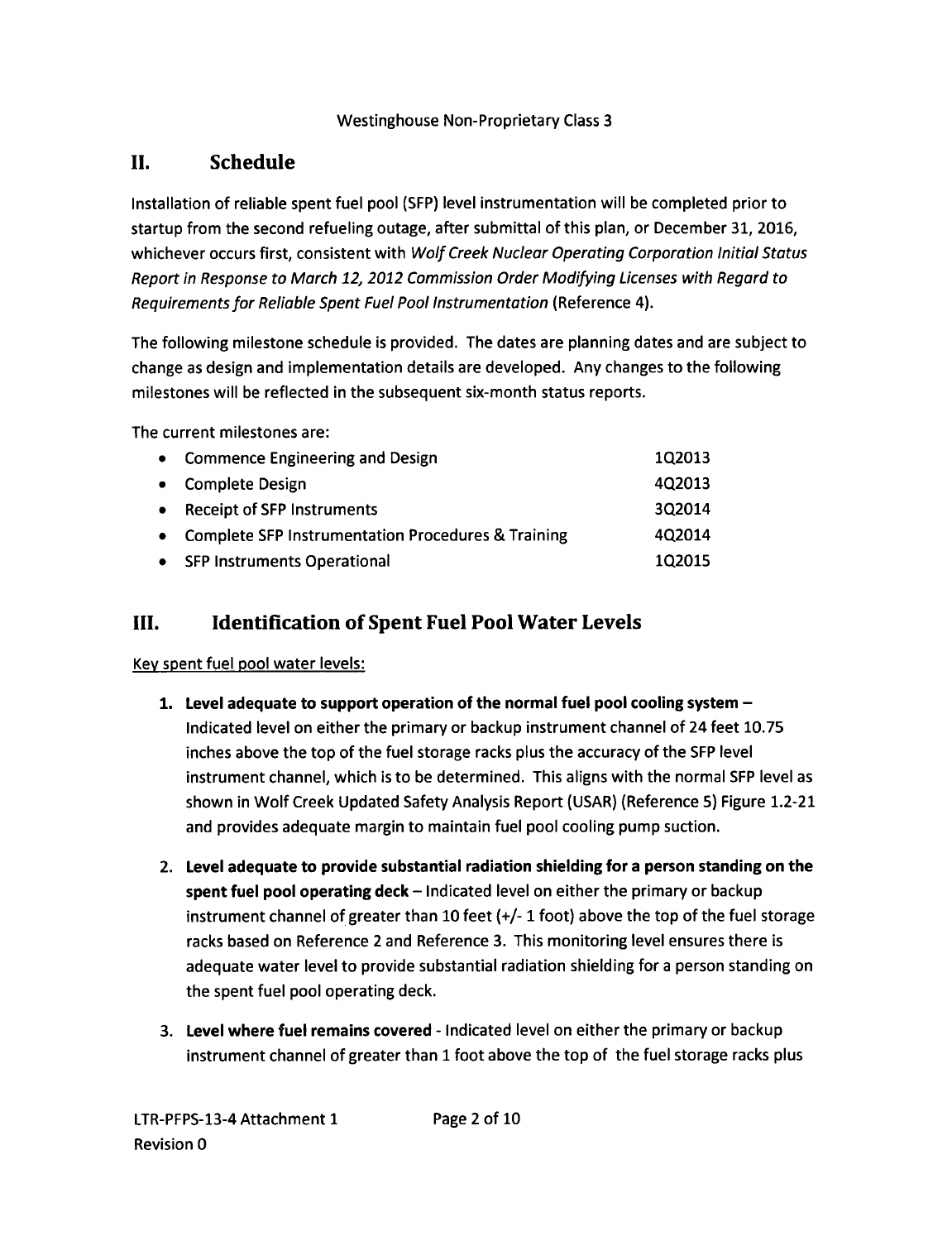## II. Schedule

Installation of reliable spent fuel pool (SFP) level instrumentation will be completed prior to startup from the second refueling outage, after submittal of this plan, or December 31, 2016, whichever occurs first, consistent with *Wolf Creek Nuclear Operating Corporation Initial Status Report in Response to March 12, 2012 Commission Order Modifying Licenses with Regard to Requirements for Reliable Spent Fuel Pool Instrumentation* (Reference 4).

The following milestone schedule is provided. The dates are planning dates and are subject to change as design and implementation details are developed. Any changes to the following milestones will be reflected in the subsequent six-month status reports.

The current milestones are:

| | |
|---|---|
| • Commence Engineering and Design | 1Q2013 |
| • Complete Design | 4Q2013 |
| • Receipt of SFP Instruments | 3Q2014 |
| • Complete SFP Instrumentation Procedures & Training | 4Q2014 |
| • SFP Instruments Operational | 1Q2015 |

## III. Identification of Spent Fuel Pool Water Levels

Key spent fuel pool water levels:

1. **Level adequate to support operation of the normal fuel pool cooling system –** Indicated level on either the primary or backup instrument channel of 24 feet 10.75 inches above the top of the fuel storage racks plus the accuracy of the SFP level instrument channel, which is to be determined. This aligns with the normal SFP level as shown in Wolf Creek Updated Safety Analysis Report (USAR) (Reference 5) Figure 1.2-21 and provides adequate margin to maintain fuel pool cooling pump suction.

2. **Level adequate to provide substantial radiation shielding for a person standing on the spent fuel pool operating deck** – Indicated level on either the primary or backup instrument channel of greater than 10 feet (+/- 1 foot) above the top of the fuel storage racks based on Reference 2 and Reference 3. This monitoring level ensures there is adequate water level to provide substantial radiation shielding for a person standing on the spent fuel pool operating deck.

3. **Level where fuel remains covered** - Indicated level on either the primary or backup instrument channel of greater than 1 foot above the top of the fuel storage racks plus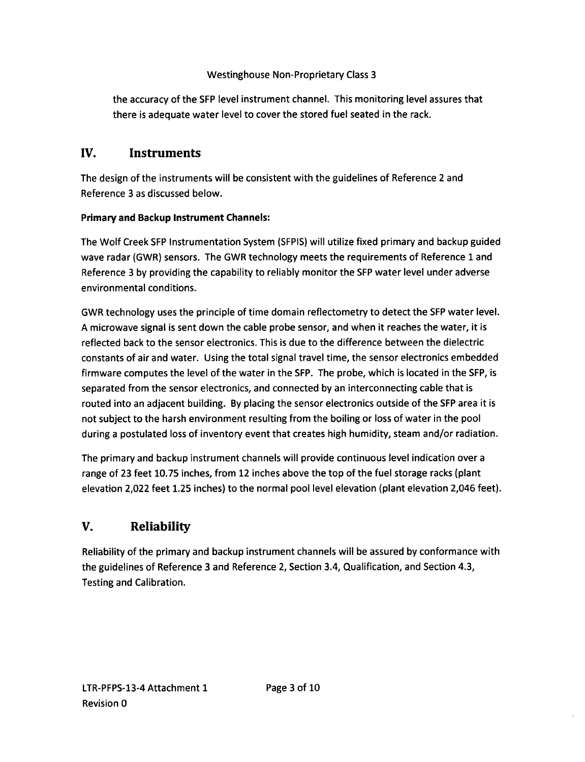the accuracy of the SFP level instrument channel. This monitoring level assures that there is adequate water level to cover the stored fuel seated in the rack.

## IV. Instruments

The design of the instruments will be consistent with the guidelines of Reference 2 and Reference 3 as discussed below.

**Primary and Backup Instrument Channels:**

The Wolf Creek SFP Instrumentation System (SFPIS) will utilize fixed primary and backup guided wave radar (GWR) sensors. The GWR technology meets the requirements of Reference 1 and Reference 3 by providing the capability to reliably monitor the SFP water level under adverse environmental conditions.

GWR technology uses the principle of time domain reflectometry to detect the SFP water level. A microwave signal is sent down the cable probe sensor, and when it reaches the water, it is reflected back to the sensor electronics. This is due to the difference between the dielectric constants of air and water. Using the total signal travel time, the sensor electronics embedded firmware computes the level of the water in the SFP. The probe, which is located in the SFP, is separated from the sensor electronics, and connected by an interconnecting cable that is routed into an adjacent building. By placing the sensor electronics outside of the SFP area it is not subject to the harsh environment resulting from the boiling or loss of water in the pool during a postulated loss of inventory event that creates high humidity, steam and/or radiation.

The primary and backup instrument channels will provide continuous level indication over a range of 23 feet 10.75 inches, from 12 inches above the top of the fuel storage racks (plant elevation 2,022 feet 1.25 inches) to the normal pool level elevation (plant elevation 2,046 feet).

## V. Reliability

Reliability of the primary and backup instrument channels will be assured by conformance with the guidelines of Reference 3 and Reference 2, Section 3.4, Qualification, and Section 4.3, Testing and Calibration.

LTR-PFPS-13-4 Attachment 1
Revision 0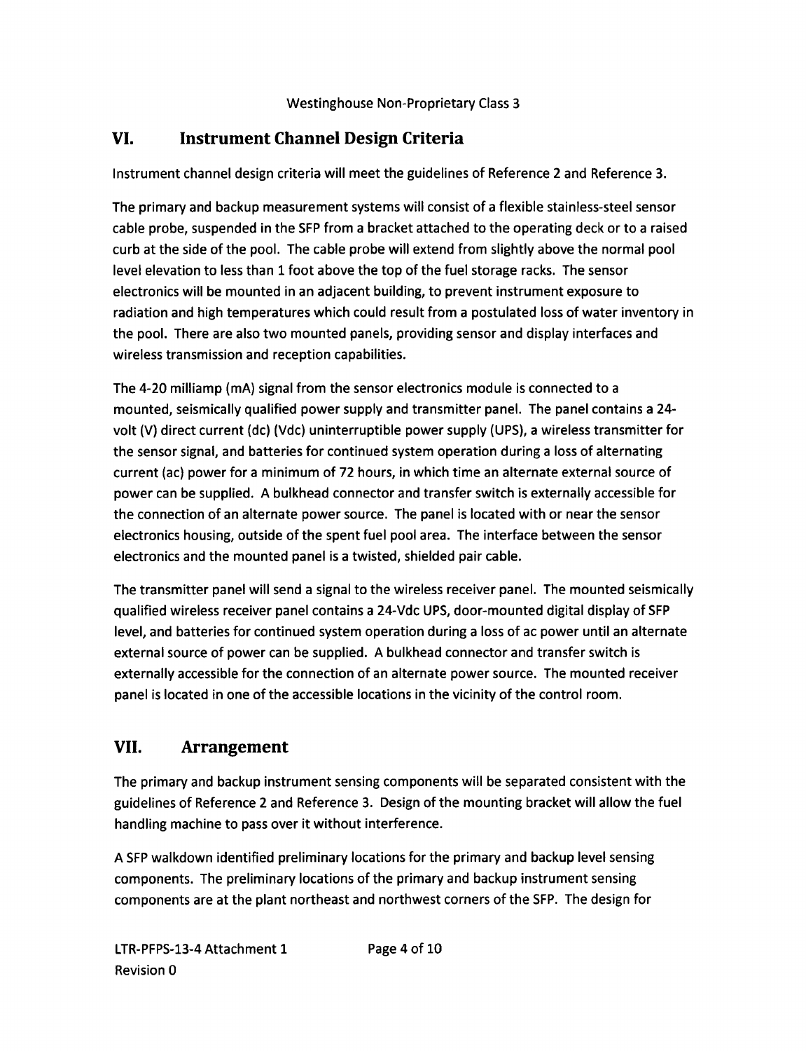## VI. Instrument Channel Design Criteria

Instrument channel design criteria will meet the guidelines of Reference 2 and Reference 3.

The primary and backup measurement systems will consist of a flexible stainless-steel sensor cable probe, suspended in the SFP from a bracket attached to the operating deck or to a raised curb at the side of the pool. The cable probe will extend from slightly above the normal pool level elevation to less than 1 foot above the top of the fuel storage racks. The sensor electronics will be mounted in an adjacent building, to prevent instrument exposure to radiation and high temperatures which could result from a postulated loss of water inventory in the pool. There are also two mounted panels, providing sensor and display interfaces and wireless transmission and reception capabilities.

The 4-20 milliamp (mA) signal from the sensor electronics module is connected to a mounted, seismically qualified power supply and transmitter panel. The panel contains a 24-volt (V) direct current (dc) (Vdc) uninterruptible power supply (UPS), a wireless transmitter for the sensor signal, and batteries for continued system operation during a loss of alternating current (ac) power for a minimum of 72 hours, in which time an alternate external source of power can be supplied. A bulkhead connector and transfer switch is externally accessible for the connection of an alternate power source. The panel is located with or near the sensor electronics housing, outside of the spent fuel pool area. The interface between the sensor electronics and the mounted panel is a twisted, shielded pair cable.

The transmitter panel will send a signal to the wireless receiver panel. The mounted seismically qualified wireless receiver panel contains a 24-Vdc UPS, door-mounted digital display of SFP level, and batteries for continued system operation during a loss of ac power until an alternate external source of power can be supplied. A bulkhead connector and transfer switch is externally accessible for the connection of an alternate power source. The mounted receiver panel is located in one of the accessible locations in the vicinity of the control room.

## VII. Arrangement

The primary and backup instrument sensing components will be separated consistent with the guidelines of Reference 2 and Reference 3. Design of the mounting bracket will allow the fuel handling machine to pass over it without interference.

A SFP walkdown identified preliminary locations for the primary and backup level sensing components. The preliminary locations of the primary and backup instrument sensing components are at the plant northeast and northwest corners of the SFP. The design for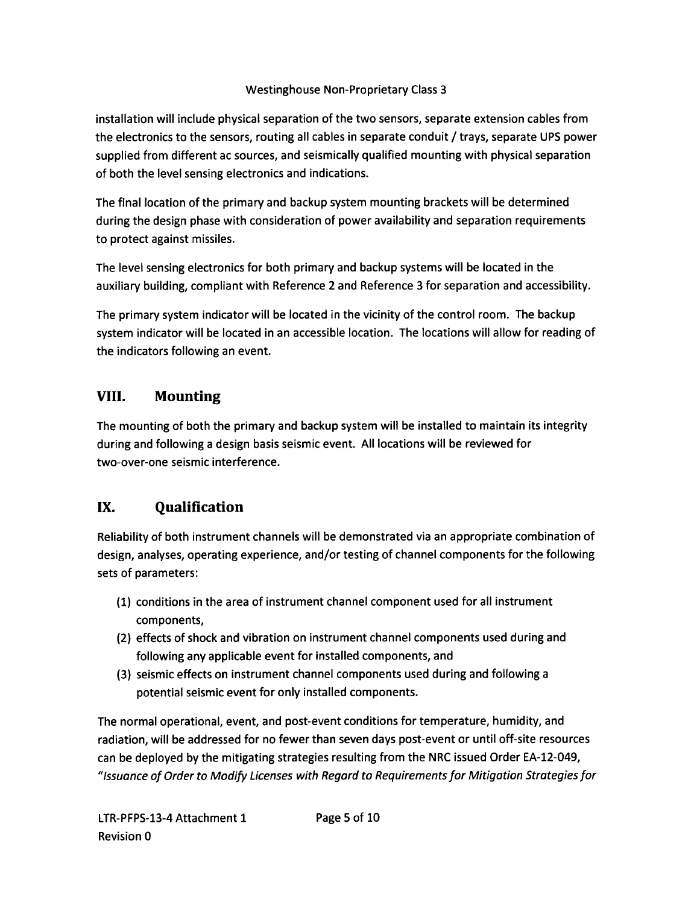installation will include physical separation of the two sensors, separate extension cables from the electronics to the sensors, routing all cables in separate conduit / trays, separate UPS power supplied from different ac sources, and seismically qualified mounting with physical separation of both the level sensing electronics and indications.

The final location of the primary and backup system mounting brackets will be determined during the design phase with consideration of power availability and separation requirements to protect against missiles.

The level sensing electronics for both primary and backup systems will be located in the auxiliary building, compliant with Reference 2 and Reference 3 for separation and accessibility.

The primary system indicator will be located in the vicinity of the control room. The backup system indicator will be located in an accessible location. The locations will allow for reading of the indicators following an event.

## VIII. Mounting

The mounting of both the primary and backup system will be installed to maintain its integrity during and following a design basis seismic event. All locations will be reviewed for two-over-one seismic interference.

## IX. Qualification

Reliability of both instrument channels will be demonstrated via an appropriate combination of design, analyses, operating experience, and/or testing of channel components for the following sets of parameters:

(1) conditions in the area of instrument channel component used for all instrument components,
(2) effects of shock and vibration on instrument channel components used during and following any applicable event for installed components, and
(3) seismic effects on instrument channel components used during and following a potential seismic event for only installed components.

The normal operational, event, and post-event conditions for temperature, humidity, and radiation, will be addressed for no fewer than seven days post-event or until off-site resources can be deployed by the mitigating strategies resulting from the NRC issued Order EA-12-049, *"Issuance of Order to Modify Licenses with Regard to Requirements for Mitigation Strategies for*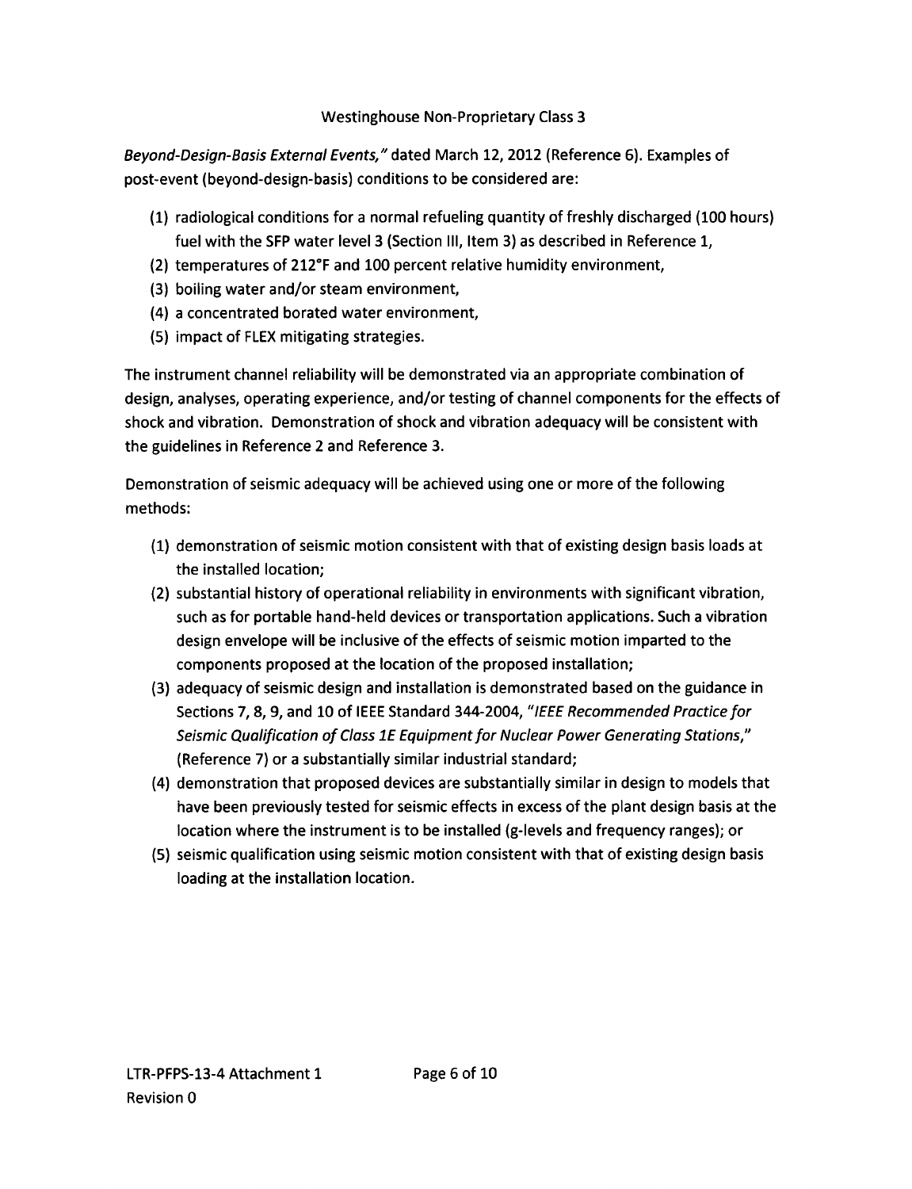*Beyond-Design-Basis External Events,"* dated March 12, 2012 (Reference 6). Examples of post-event (beyond-design-basis) conditions to be considered are:

(1) radiological conditions for a normal refueling quantity of freshly discharged (100 hours) fuel with the SFP water level 3 (Section III, Item 3) as described in Reference 1,
(2) temperatures of 212°F and 100 percent relative humidity environment,
(3) boiling water and/or steam environment,
(4) a concentrated borated water environment,
(5) impact of FLEX mitigating strategies.

The instrument channel reliability will be demonstrated via an appropriate combination of design, analyses, operating experience, and/or testing of channel components for the effects of shock and vibration. Demonstration of shock and vibration adequacy will be consistent with the guidelines in Reference 2 and Reference 3.

Demonstration of seismic adequacy will be achieved using one or more of the following methods:

(1) demonstration of seismic motion consistent with that of existing design basis loads at the installed location;
(2) substantial history of operational reliability in environments with significant vibration, such as for portable hand-held devices or transportation applications. Such a vibration design envelope will be inclusive of the effects of seismic motion imparted to the components proposed at the location of the proposed installation;
(3) adequacy of seismic design and installation is demonstrated based on the guidance in Sections 7, 8, 9, and 10 of IEEE Standard 344-2004, *"IEEE Recommended Practice for Seismic Qualification of Class 1E Equipment for Nuclear Power Generating Stations,"* (Reference 7) or a substantially similar industrial standard;
(4) demonstration that proposed devices are substantially similar in design to models that have been previously tested for seismic effects in excess of the plant design basis at the location where the instrument is to be installed (g-levels and frequency ranges); or
(5) seismic qualification using seismic motion consistent with that of existing design basis loading at the installation location.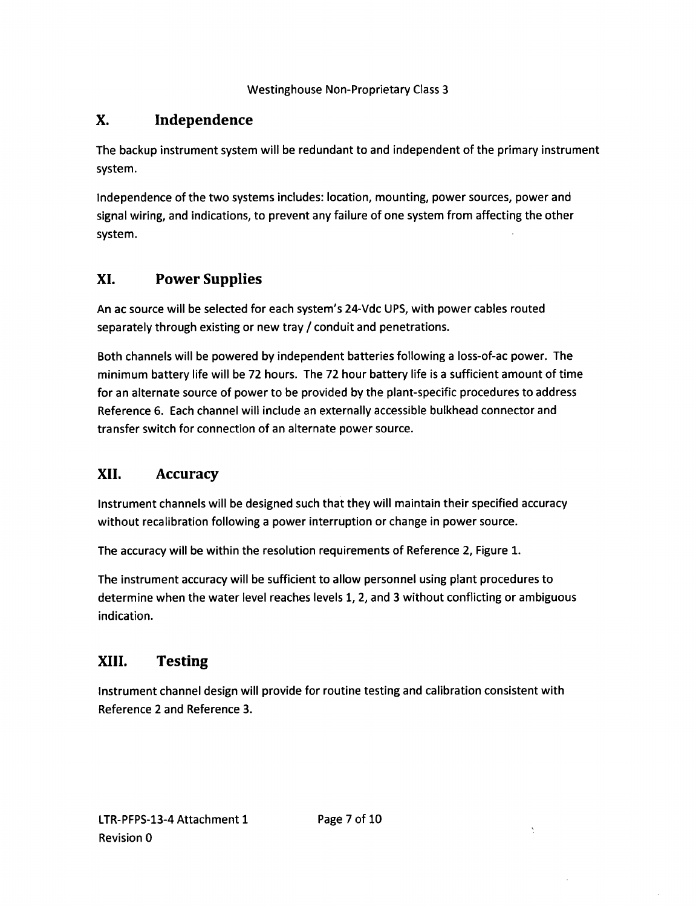## X. Independence

The backup instrument system will be redundant to and independent of the primary instrument system.

Independence of the two systems includes: location, mounting, power sources, power and signal wiring, and indications, to prevent any failure of one system from affecting the other system.

## XI. Power Supplies

An ac source will be selected for each system's 24-Vdc UPS, with power cables routed separately through existing or new tray / conduit and penetrations.

Both channels will be powered by independent batteries following a loss-of-ac power. The minimum battery life will be 72 hours. The 72 hour battery life is a sufficient amount of time for an alternate source of power to be provided by the plant-specific procedures to address Reference 6. Each channel will include an externally accessible bulkhead connector and transfer switch for connection of an alternate power source.

## XII. Accuracy

Instrument channels will be designed such that they will maintain their specified accuracy without recalibration following a power interruption or change in power source.

The accuracy will be within the resolution requirements of Reference 2, Figure 1.

The instrument accuracy will be sufficient to allow personnel using plant procedures to determine when the water level reaches levels 1, 2, and 3 without conflicting or ambiguous indication.

## XIII. Testing

Instrument channel design will provide for routine testing and calibration consistent with Reference 2 and Reference 3.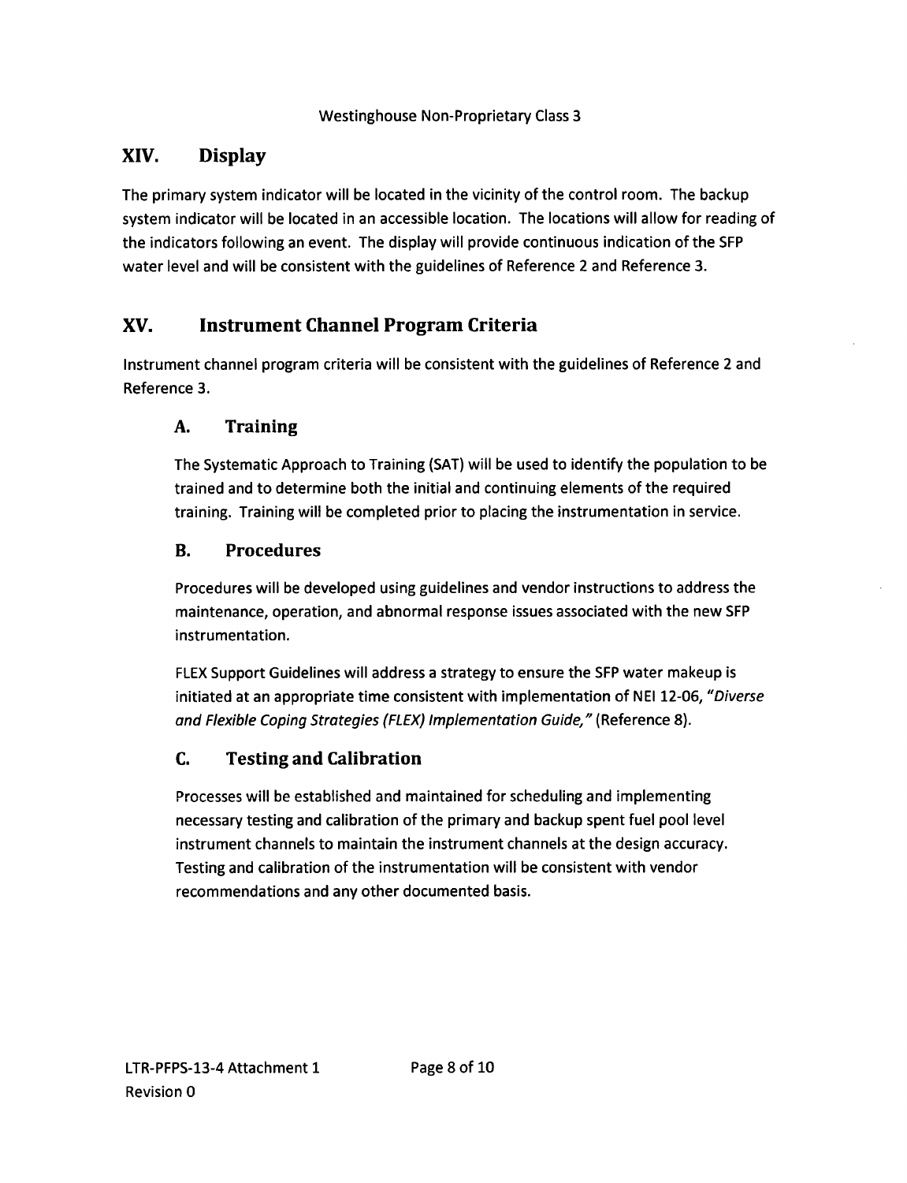## XIV. Display

The primary system indicator will be located in the vicinity of the control room. The backup system indicator will be located in an accessible location. The locations will allow for reading of the indicators following an event. The display will provide continuous indication of the SFP water level and will be consistent with the guidelines of Reference 2 and Reference 3.

## XV. Instrument Channel Program Criteria

Instrument channel program criteria will be consistent with the guidelines of Reference 2 and Reference 3.

### A. Training

The Systematic Approach to Training (SAT) will be used to identify the population to be trained and to determine both the initial and continuing elements of the required training. Training will be completed prior to placing the instrumentation in service.

### B. Procedures

Procedures will be developed using guidelines and vendor instructions to address the maintenance, operation, and abnormal response issues associated with the new SFP instrumentation.

FLEX Support Guidelines will address a strategy to ensure the SFP water makeup is initiated at an appropriate time consistent with implementation of NEI 12-06, *"Diverse and Flexible Coping Strategies (FLEX) Implementation Guide,"* (Reference 8).

### C. Testing and Calibration

Processes will be established and maintained for scheduling and implementing necessary testing and calibration of the primary and backup spent fuel pool level instrument channels to maintain the instrument channels at the design accuracy. Testing and calibration of the instrumentation will be consistent with vendor recommendations and any other documented basis.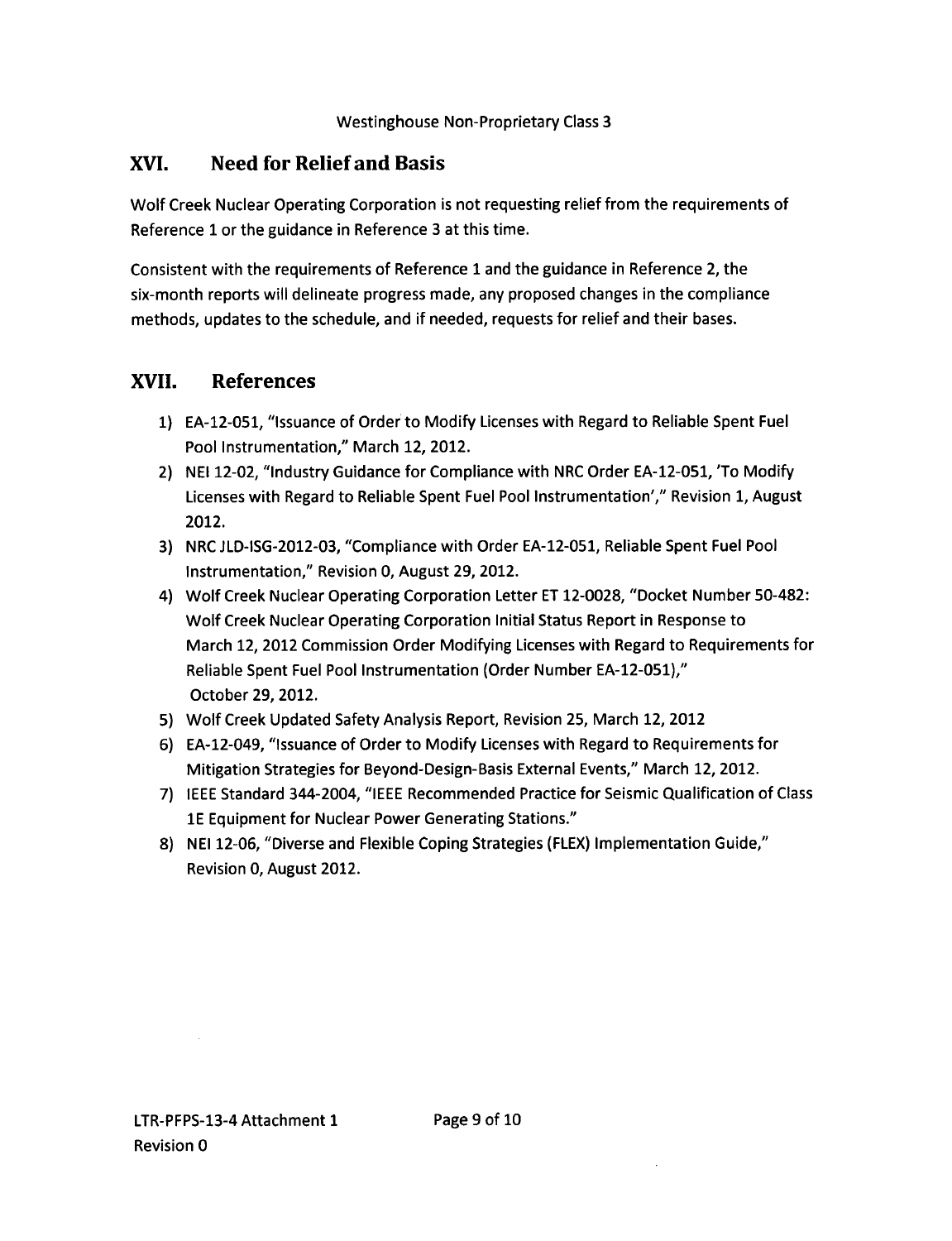## XVI. Need for Relief and Basis

Wolf Creek Nuclear Operating Corporation is not requesting relief from the requirements of Reference 1 or the guidance in Reference 3 at this time.

Consistent with the requirements of Reference 1 and the guidance in Reference 2, the six-month reports will delineate progress made, any proposed changes in the compliance methods, updates to the schedule, and if needed, requests for relief and their bases.

## XVII. References

1) EA-12-051, "Issuance of Order to Modify Licenses with Regard to Reliable Spent Fuel Pool Instrumentation," March 12, 2012.
2) NEI 12-02, "Industry Guidance for Compliance with NRC Order EA-12-051, 'To Modify Licenses with Regard to Reliable Spent Fuel Pool Instrumentation'," Revision 1, August 2012.
3) NRC JLD-ISG-2012-03, "Compliance with Order EA-12-051, Reliable Spent Fuel Pool Instrumentation," Revision 0, August 29, 2012.
4) Wolf Creek Nuclear Operating Corporation Letter ET 12-0028, "Docket Number 50-482: Wolf Creek Nuclear Operating Corporation Initial Status Report in Response to March 12, 2012 Commission Order Modifying Licenses with Regard to Requirements for Reliable Spent Fuel Pool Instrumentation (Order Number EA-12-051)," October 29, 2012.
5) Wolf Creek Updated Safety Analysis Report, Revision 25, March 12, 2012
6) EA-12-049, "Issuance of Order to Modify Licenses with Regard to Requirements for Mitigation Strategies for Beyond-Design-Basis External Events," March 12, 2012.
7) IEEE Standard 344-2004, "IEEE Recommended Practice for Seismic Qualification of Class 1E Equipment for Nuclear Power Generating Stations."
8) NEI 12-06, "Diverse and Flexible Coping Strategies (FLEX) Implementation Guide," Revision 0, August 2012.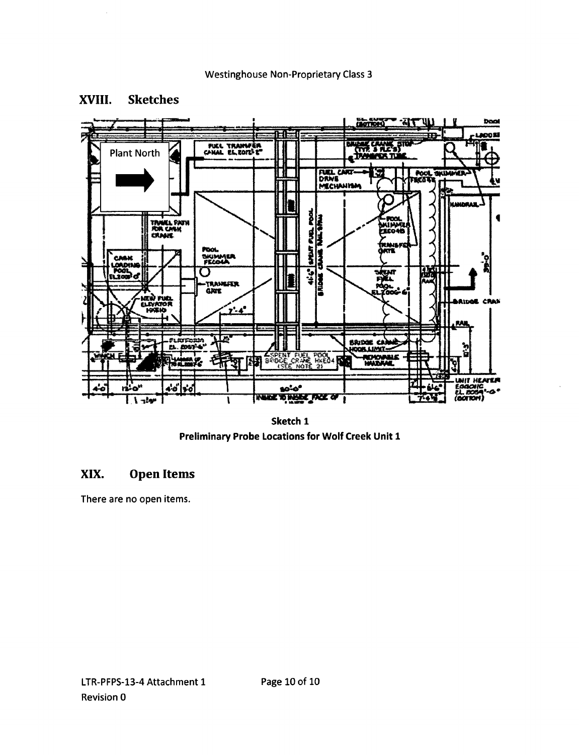## XVIII. Sketches

Plant North

TRAVEL PATH FOR CASK CRANE

CASK LOADING POOL EL.2000'-0"

NEW FUEL ELEVATOR HXE10

FUEL TRANSFER CANAL EL.2012'-2"

POOL SKIMMER FEC04A

TRANSFER GATE

7'-4"

46'-6"

SPENT FUEL POOL BRIDGE CRANE RAIL SPAN

BRIDGE CRANE STOP (TYP. 3 PLC'S)

TRANSFER TUBE

FUEL CART DRIVE MECHANISM

POOL SKIMMER FEC04C

POOL SKIMMER FEC04B

TRANSFER GATE

SPENT FUEL POOL EL.2000'-6"

HANDRAIL

BRIDGE CRANE RAIL

PLATFORM EL. 2007'-6"

WINCH

LADDER UP TO EL.2007'-6"

SPENT FUEL POOL BRIDGE CRANE HXE04 (SEE NOTE 2)

BRIDGE CRANE HOOK LIMIT

REMOVABLE HANDRAIL

UNIT HEATER EGG01C EL. 2059'-0" (BOTTOM)

DOOR

LADDER

4'-0" 12'-0" 4'-0" 3'-0" 50'-0" 6'-6" 7'-4½"

INSIDE TO INSIDE FACE OF

Sketch 1

Preliminary Probe Locations for Wolf Creek Unit 1

## XIX. Open Items

There are no open items.